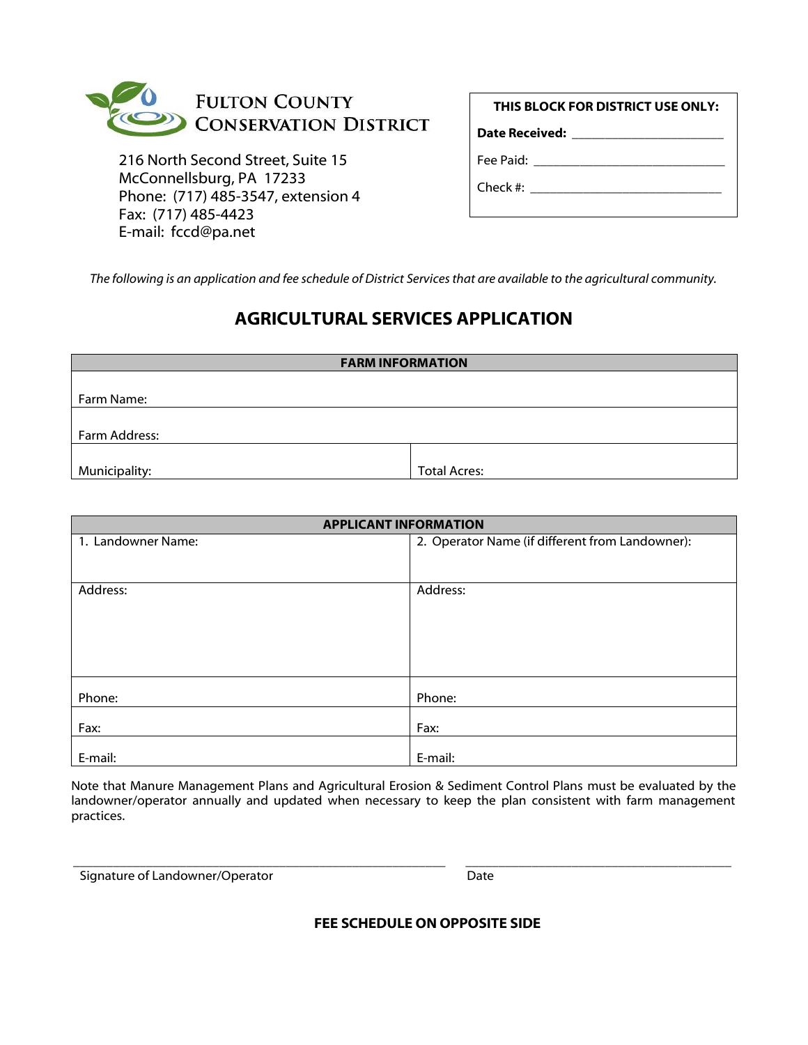**FULTON COUNTY CONSERVATION DISTRICT**

216 North Second Street, Suite 15
McConnellsburg, PA 17233
Phone: (717) 485-3547, extension 4
Fax: (717) 485-4423
E-mail: fccd@pa.net

| THIS BLOCK FOR DISTRICT USE ONLY: |
|---|
| **Date Received:** ______________________ |
| Fee Paid: ____________________________ |
| Check #: ____________________________ |

*The following is an application and fee schedule of District Services that are available to the agricultural community.*

# AGRICULTURAL SERVICES APPLICATION

| FARM INFORMATION | |
|---|---|
| Farm Name: | |
| Farm Address: | |
| Municipality: | Total Acres: |

| APPLICANT INFORMATION | |
|---|---|
| 1. Landowner Name: | 2. Operator Name (if different from Landowner): |
| Address: | Address: |
| Phone: | Phone: |
| Fax: | Fax: |
| E-mail: | E-mail: |

Note that Manure Management Plans and Agricultural Erosion & Sediment Control Plans must be evaluated by the landowner/operator annually and updated when necessary to keep the plan consistent with farm management practices.

_____________________________________________ &nbsp;&nbsp;&nbsp; ________________________________
Signature of Landowner/Operator &nbsp;&nbsp;&nbsp;&nbsp;&nbsp;&nbsp;&nbsp;&nbsp;&nbsp;&nbsp;&nbsp;&nbsp;&nbsp;&nbsp;&nbsp;&nbsp;&nbsp;&nbsp;&nbsp;&nbsp; Date

**FEE SCHEDULE ON OPPOSITE SIDE**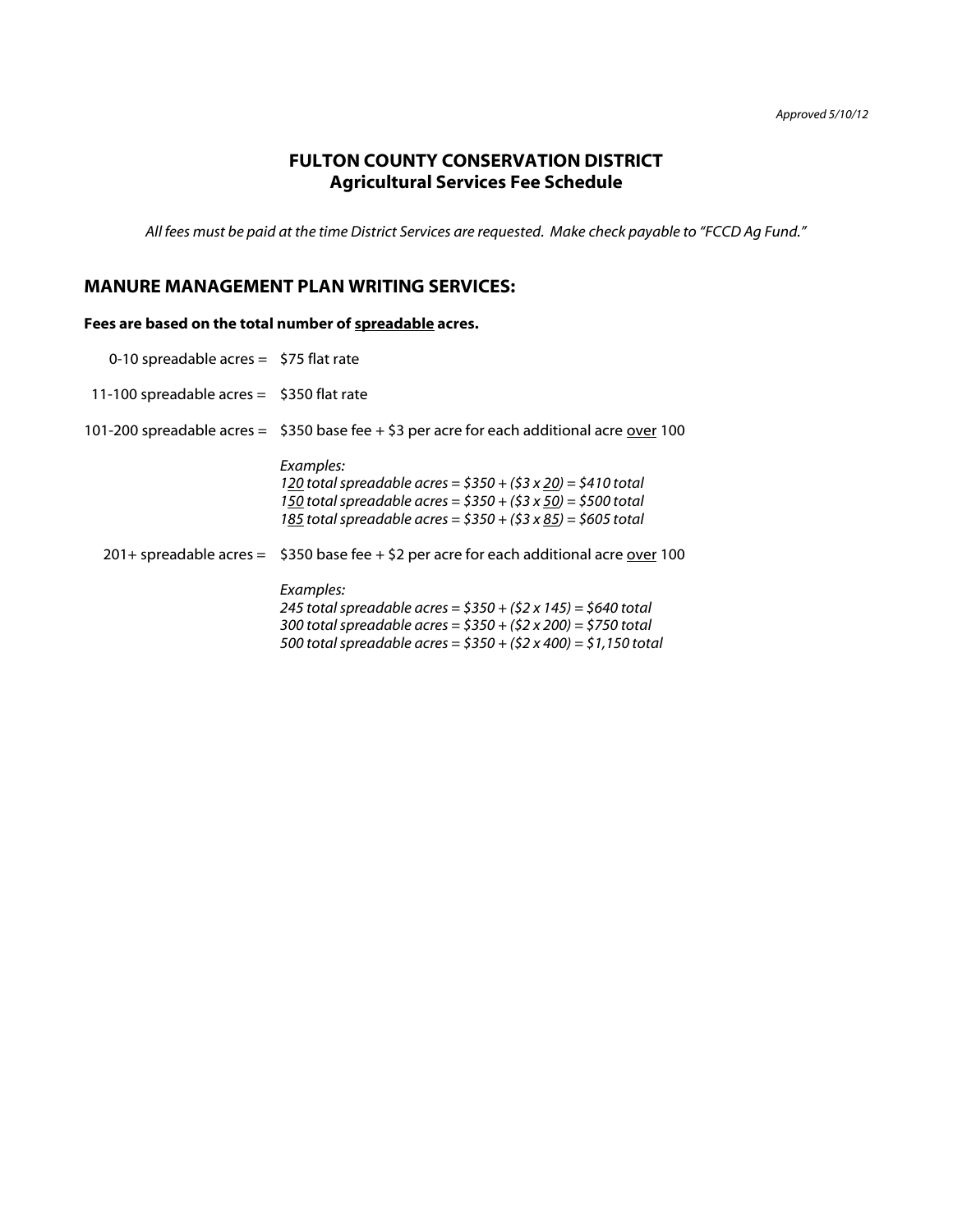*Approved 5/10/12*

# FULTON COUNTY CONSERVATION DISTRICT
## Agricultural Services Fee Schedule

*All fees must be paid at the time District Services are requested. Make check payable to "FCCD Ag Fund."*

## MANURE MANAGEMENT PLAN WRITING SERVICES:

**Fees are based on the total number of spreadable acres.**

| | |
|---|---|
| 0-10 spreadable acres = | $75 flat rate |
| 11-100 spreadable acres = | $350 flat rate |
| 101-200 spreadable acres = | $350 base fee + $3 per acre for each additional acre over 100 |
| | *Examples:*<br>*120 total spreadable acres = $350 + ($3 x 20) = $410 total*<br>*150 total spreadable acres = $350 + ($3 x 50) = $500 total*<br>*185 total spreadable acres = $350 + ($3 x 85) = $605 total* |
| 201+ spreadable acres = | $350 base fee + $2 per acre for each additional acre over 100 |
| | *Examples:*<br>*245 total spreadable acres = $350 + ($2 x 145) = $640 total*<br>*300 total spreadable acres = $350 + ($2 x 200) = $750 total*<br>*500 total spreadable acres = $350 + ($2 x 400) = $1,150 total* |